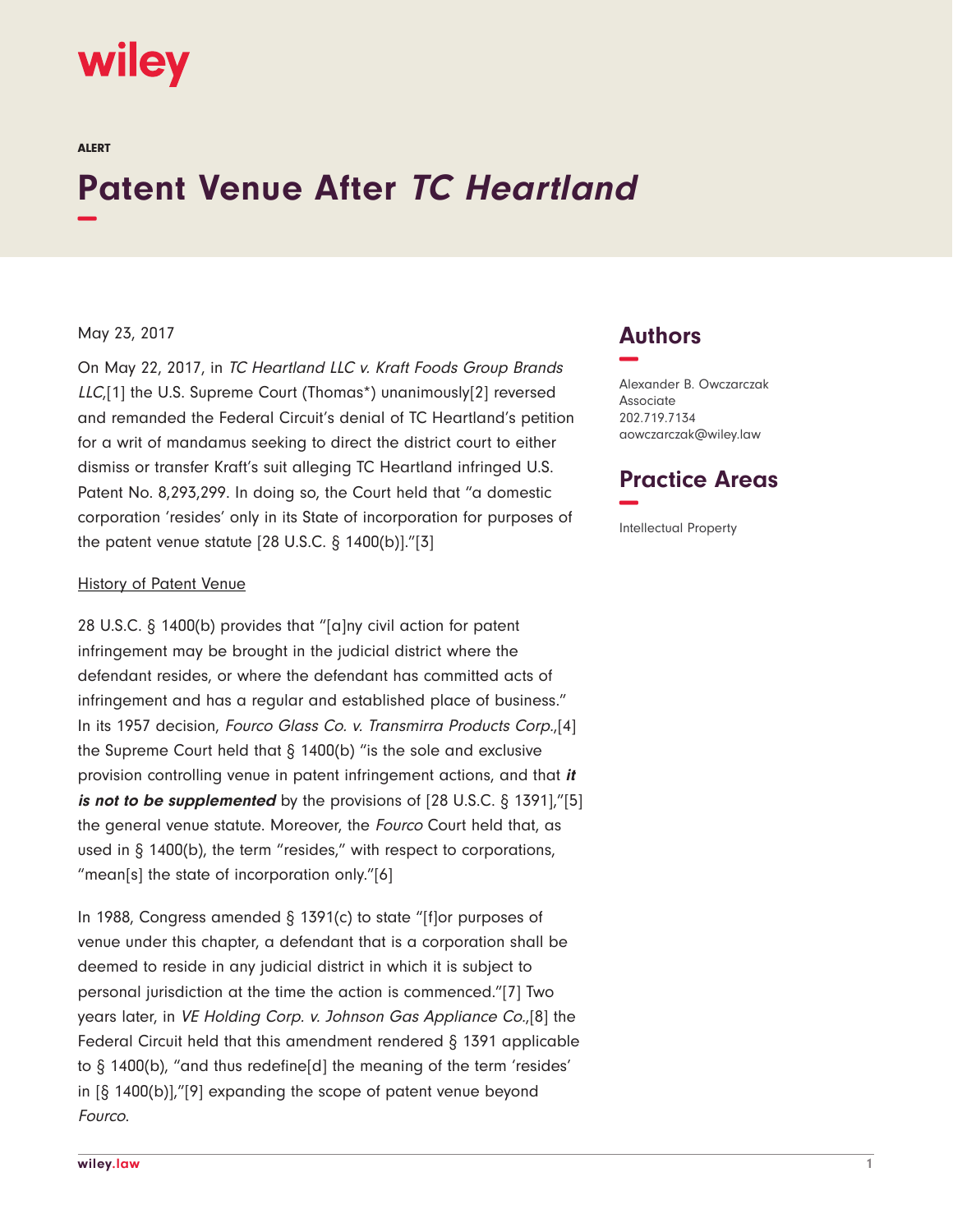wiley

ALERT

# Patent Venue After *TC Heartland*

May 23, 2017

On May 22, 2017, in *TC Heartland LLC v. Kraft Foods Group Brands LLC*,[1] the U.S. Supreme Court (Thomas*) unanimously[2] reversed and remanded the Federal Circuit's denial of TC Heartland's petition for a writ of mandamus seeking to direct the district court to either dismiss or transfer Kraft's suit alleging TC Heartland infringed U.S. Patent No. 8,293,299. In doing so, the Court held that "a domestic corporation 'resides' only in its State of incorporation for purposes of the patent venue statute [28 U.S.C. § 1400(b)]."[3]

<u>History of Patent Venue</u>

28 U.S.C. § 1400(b) provides that "[a]ny civil action for patent infringement may be brought in the judicial district where the defendant resides, or where the defendant has committed acts of infringement and has a regular and established place of business." In its 1957 decision, *Fourco Glass Co. v. Transmirra Products Corp.*,[4] the Supreme Court held that § 1400(b) "is the sole and exclusive provision controlling venue in patent infringement actions, and that ***it is not to be supplemented*** by the provisions of [28 U.S.C. § 1391],"[5] the general venue statute. Moreover, the *Fourco* Court held that, as used in § 1400(b), the term "resides," with respect to corporations, "mean[s] the state of incorporation only."[6]

In 1988, Congress amended § 1391(c) to state "[f]or purposes of venue under this chapter, a defendant that is a corporation shall be deemed to reside in any judicial district in which it is subject to personal jurisdiction at the time the action is commenced."[7] Two years later, in *VE Holding Corp. v. Johnson Gas Appliance Co.*,[8] the Federal Circuit held that this amendment rendered § 1391 applicable to § 1400(b), "and thus redefine[d] the meaning of the term 'resides' in [§ 1400(b)],"[9] expanding the scope of patent venue beyond *Fourco*.

## Authors

Alexander B. Owczarczak
Associate
202.719.7134
aowczarczak@wiley.law

## Practice Areas

Intellectual Property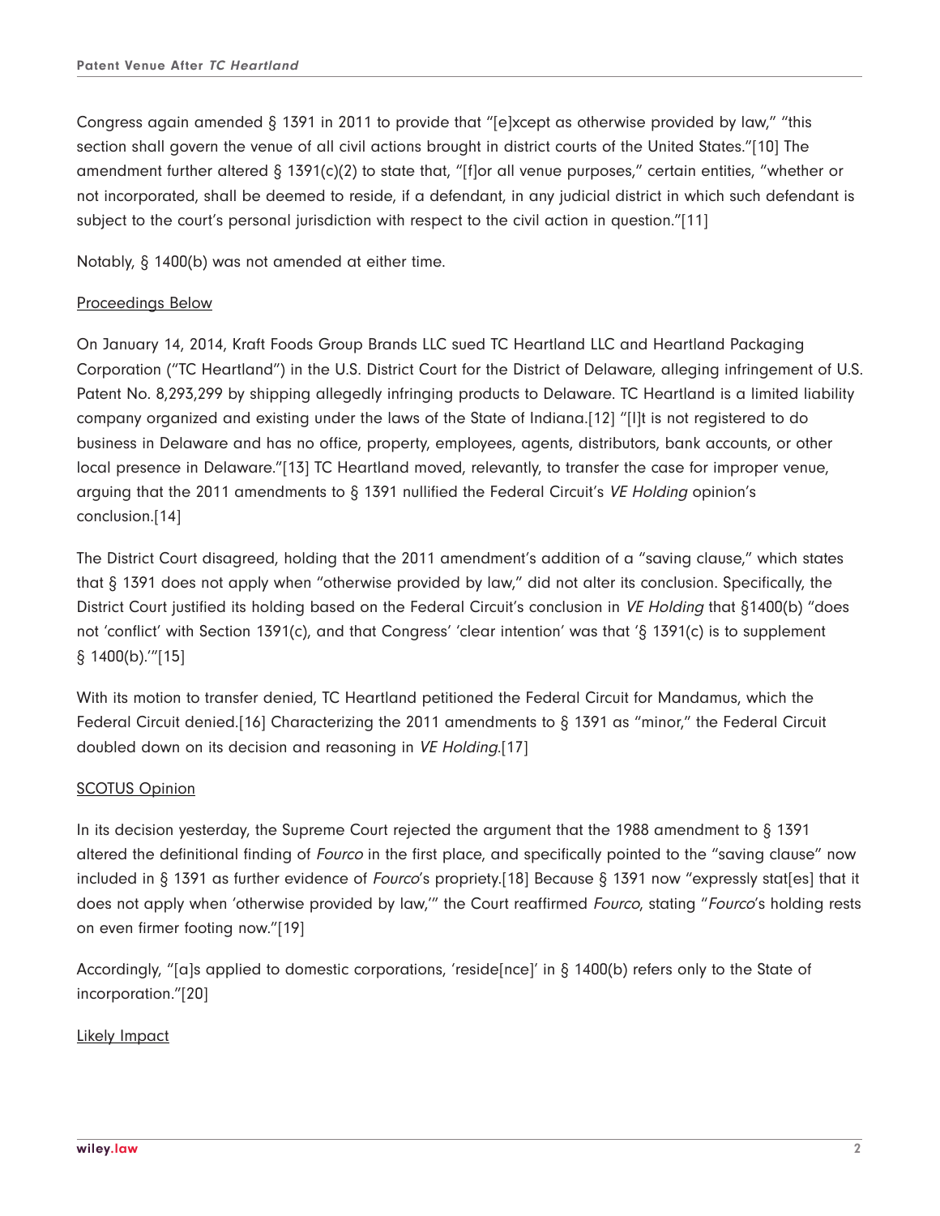Congress again amended § 1391 in 2011 to provide that "[e]xcept as otherwise provided by law," "this section shall govern the venue of all civil actions brought in district courts of the United States."[10] The amendment further altered § 1391(c)(2) to state that, "[f]or all venue purposes," certain entities, "whether or not incorporated, shall be deemed to reside, if a defendant, in any judicial district in which such defendant is subject to the court's personal jurisdiction with respect to the civil action in question."[11]

Notably, § 1400(b) was not amended at either time.

## Proceedings Below

On January 14, 2014, Kraft Foods Group Brands LLC sued TC Heartland LLC and Heartland Packaging Corporation ("TC Heartland") in the U.S. District Court for the District of Delaware, alleging infringement of U.S. Patent No. 8,293,299 by shipping allegedly infringing products to Delaware. TC Heartland is a limited liability company organized and existing under the laws of the State of Indiana.[12] "[I]t is not registered to do business in Delaware and has no office, property, employees, agents, distributors, bank accounts, or other local presence in Delaware."[13] TC Heartland moved, relevantly, to transfer the case for improper venue, arguing that the 2011 amendments to § 1391 nullified the Federal Circuit's *VE Holding* opinion's conclusion.[14]

The District Court disagreed, holding that the 2011 amendment's addition of a "saving clause," which states that § 1391 does not apply when "otherwise provided by law," did not alter its conclusion. Specifically, the District Court justified its holding based on the Federal Circuit's conclusion in *VE Holding* that §1400(b) "does not 'conflict' with Section 1391(c), and that Congress' 'clear intention' was that '§ 1391(c) is to supplement § 1400(b).'"[15]

With its motion to transfer denied, TC Heartland petitioned the Federal Circuit for Mandamus, which the Federal Circuit denied.[16] Characterizing the 2011 amendments to § 1391 as "minor," the Federal Circuit doubled down on its decision and reasoning in *VE Holding*.[17]

## SCOTUS Opinion

In its decision yesterday, the Supreme Court rejected the argument that the 1988 amendment to § 1391 altered the definitional finding of *Fourco* in the first place, and specifically pointed to the "saving clause" now included in § 1391 as further evidence of *Fourco*'s propriety.[18] Because § 1391 now "expressly stat[es] that it does not apply when 'otherwise provided by law,'" the Court reaffirmed *Fourco*, stating "*Fourco*'s holding rests on even firmer footing now."[19]

Accordingly, "[a]s applied to domestic corporations, 'reside[nce]' in § 1400(b) refers only to the State of incorporation."[20]

## Likely Impact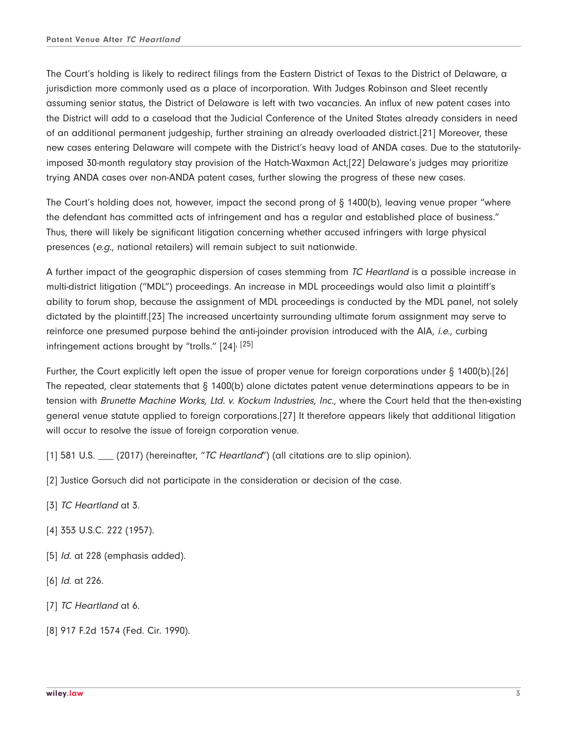The Court's holding is likely to redirect filings from the Eastern District of Texas to the District of Delaware, a jurisdiction more commonly used as a place of incorporation. With Judges Robinson and Sleet recently assuming senior status, the District of Delaware is left with two vacancies. An influx of new patent cases into the District will add to a caseload that the Judicial Conference of the United States already considers in need of an additional permanent judgeship, further straining an already overloaded district.[21] Moreover, these new cases entering Delaware will compete with the District's heavy load of ANDA cases. Due to the statutorily-imposed 30-month regulatory stay provision of the Hatch-Waxman Act,[22] Delaware's judges may prioritize trying ANDA cases over non-ANDA patent cases, further slowing the progress of these new cases.

The Court's holding does not, however, impact the second prong of § 1400(b), leaving venue proper "where the defendant has committed acts of infringement and has a regular and established place of business." Thus, there will likely be significant litigation concerning whether accused infringers with large physical presences (*e.g.*, national retailers) will remain subject to suit nationwide.

A further impact of the geographic dispersion of cases stemming from *TC Heartland* is a possible increase in multi-district litigation ("MDL") proceedings. An increase in MDL proceedings would also limit a plaintiff's ability to forum shop, because the assignment of MDL proceedings is conducted by the MDL panel, not solely dictated by the plaintiff.[23] The increased uncertainty surrounding ultimate forum assignment may serve to reinforce one presumed purpose behind the anti-joinder provision introduced with the AIA, *i.e.*, curbing infringement actions brought by "trolls." [24], [25]

Further, the Court explicitly left open the issue of proper venue for foreign corporations under § 1400(b).[26] The repeated, clear statements that § 1400(b) alone dictates patent venue determinations appears to be in tension with *Brunette Machine Works, Ltd. v. Kockum Industries, Inc.*, where the Court held that the then-existing general venue statute applied to foreign corporations.[27] It therefore appears likely that additional litigation will occur to resolve the issue of foreign corporation venue.

[1] 581 U.S. ___ (2017) (hereinafter, "*TC Heartland*") (all citations are to slip opinion).

[2] Justice Gorsuch did not participate in the consideration or decision of the case.

[3] *TC Heartland* at 3.

[4] 353 U.S.C. 222 (1957).

[5] *Id.* at 228 (emphasis added).

[6] *Id.* at 226.

[7] *TC Heartland* at 6.

[8] 917 F.2d 1574 (Fed. Cir. 1990).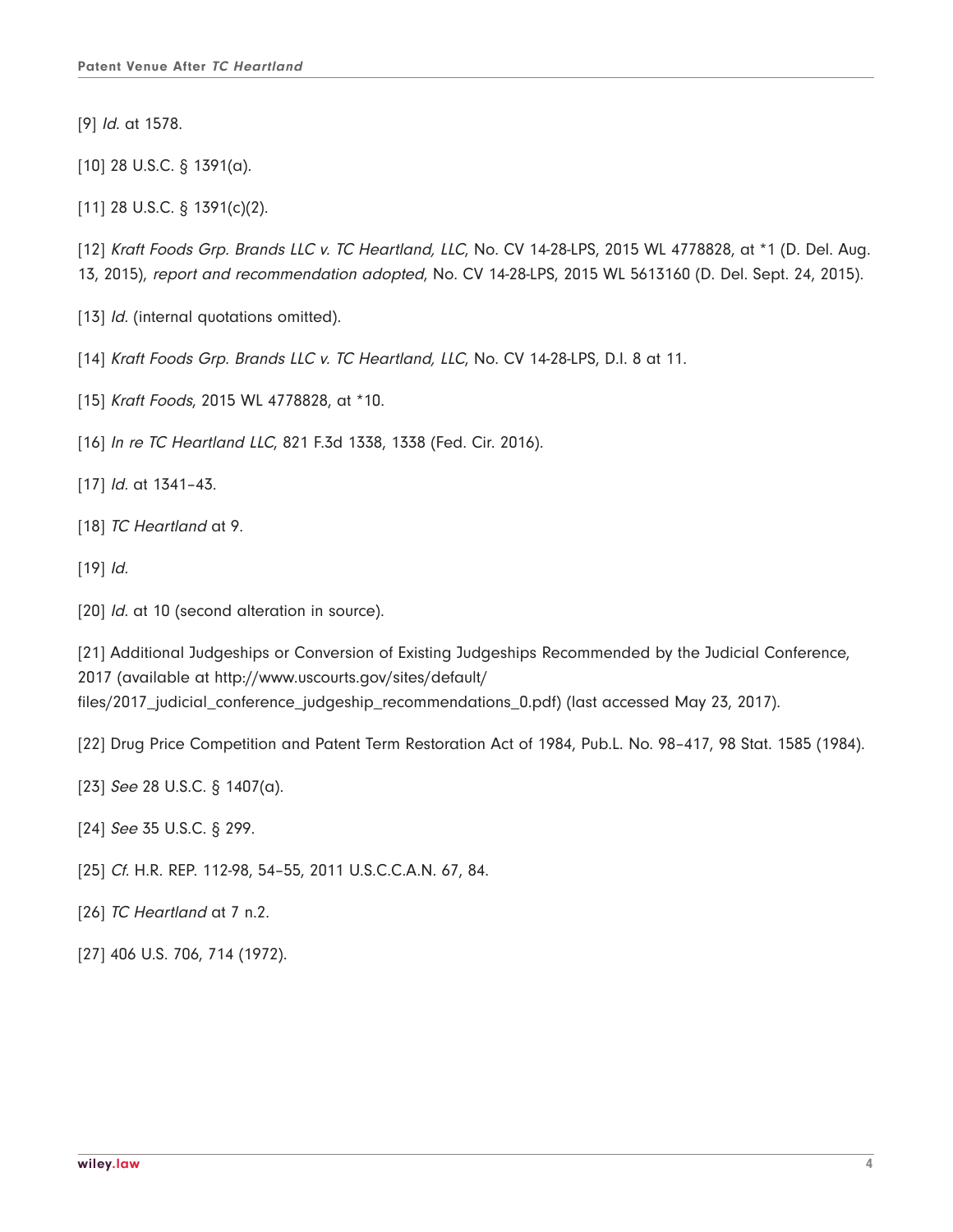[9] *Id.* at 1578.

[10] 28 U.S.C. § 1391(a).

[11] 28 U.S.C. § 1391(c)(2).

[12] *Kraft Foods Grp. Brands LLC v. TC Heartland, LLC*, No. CV 14-28-LPS, 2015 WL 4778828, at *1 (D. Del. Aug. 13, 2015), *report and recommendation adopted*, No. CV 14-28-LPS, 2015 WL 5613160 (D. Del. Sept. 24, 2015).

[13] *Id.* (internal quotations omitted).

[14] *Kraft Foods Grp. Brands LLC v. TC Heartland, LLC*, No. CV 14-28-LPS, D.I. 8 at 11.

[15] *Kraft Foods*, 2015 WL 4778828, at *10.

[16] *In re TC Heartland LLC*, 821 F.3d 1338, 1338 (Fed. Cir. 2016).

[17] *Id.* at 1341–43.

[18] *TC Heartland* at 9.

[19] *Id.*

[20] *Id.* at 10 (second alteration in source).

[21] Additional Judgeships or Conversion of Existing Judgeships Recommended by the Judicial Conference, 2017 (available at http://www.uscourts.gov/sites/default/files/2017_judicial_conference_judgeship_recommendations_0.pdf) (last accessed May 23, 2017).

[22] Drug Price Competition and Patent Term Restoration Act of 1984, Pub.L. No. 98–417, 98 Stat. 1585 (1984).

[23] *See* 28 U.S.C. § 1407(a).

[24] *See* 35 U.S.C. § 299.

[25] *Cf.* H.R. REP. 112-98, 54–55, 2011 U.S.C.C.A.N. 67, 84.

[26] *TC Heartland* at 7 n.2.

[27] 406 U.S. 706, 714 (1972).